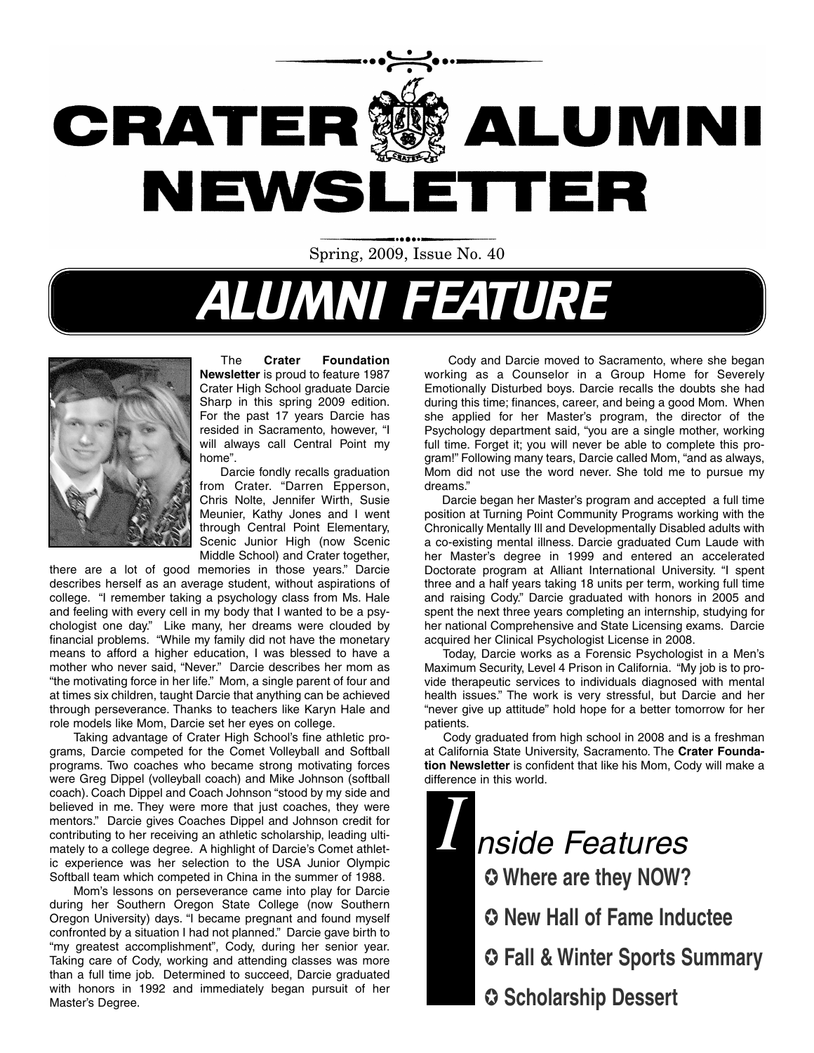# CRATER ALUMNI NEWSLETTER

Spring, 2009, Issue No. 40

## ALUMNI FEATURE

The **Crater Foundation Newsletter** is proud to feature 1987 Crater High School graduate Darcie Sharp in this spring 2009 edition. For the past 17 years Darcie has resided in Sacramento, however, "I will always call Central Point my home".

Darcie fondly recalls graduation from Crater. "Darren Epperson, Chris Nolte, Jennifer Wirth, Susie Meunier, Kathy Jones and I went through Central Point Elementary, Scenic Junior High (now Scenic Middle School) and Crater together, there are a lot of good memories in those years." Darcie describes herself as an average student, without aspirations of college. "I remember taking a psychology class from Ms. Hale and feeling with every cell in my body that I wanted to be a psychologist one day." Like many, her dreams were clouded by financial problems. "While my family did not have the monetary means to afford a higher education, I was blessed to have a mother who never said, "Never." Darcie describes her mom as "the motivating force in her life." Mom, a single parent of four and at times six children, taught Darcie that anything can be achieved through perseverance. Thanks to teachers like Karyn Hale and role models like Mom, Darcie set her eyes on college.

Taking advantage of Crater High School's fine athletic programs, Darcie competed for the Comet Volleyball and Softball programs. Two coaches who became strong motivating forces were Greg Dippel (volleyball coach) and Mike Johnson (softball coach). Coach Dippel and Coach Johnson "stood by my side and believed in me. They were more that just coaches, they were mentors." Darcie gives Coaches Dippel and Johnson credit for contributing to her receiving an athletic scholarship, leading ultimately to a college degree. A highlight of Darcie's Comet athletic experience was her selection to the USA Junior Olympic Softball team which competed in China in the summer of 1988.

Mom's lessons on perseverance came into play for Darcie during her Southern Oregon State College (now Southern Oregon University) days. "I became pregnant and found myself confronted by a situation I had not planned." Darcie gave birth to "my greatest accomplishment", Cody, during her senior year. Taking care of Cody, working and attending classes was more than a full time job. Determined to succeed, Darcie graduated with honors in 1992 and immediately began pursuit of her Master's Degree.

Cody and Darcie moved to Sacramento, where she began working as a Counselor in a Group Home for Severely Emotionally Disturbed boys. Darcie recalls the doubts she had during this time; finances, career, and being a good Mom. When she applied for her Master's program, the director of the Psychology department said, "you are a single mother, working full time. Forget it; you will never be able to complete this program!" Following many tears, Darcie called Mom, "and as always, Mom did not use the word never. She told me to pursue my dreams."

Darcie began her Master's program and accepted a full time position at Turning Point Community Programs working with the Chronically Mentally Ill and Developmentally Disabled adults with a co-existing mental illness. Darcie graduated Cum Laude with her Master's degree in 1999 and entered an accelerated Doctorate program at Alliant International University. "I spent three and a half years taking 18 units per term, working full time and raising Cody." Darcie graduated with honors in 2005 and spent the next three years completing an internship, studying for her national Comprehensive and State Licensing exams. Darcie acquired her Clinical Psychologist License in 2008.

Today, Darcie works as a Forensic Psychologist in a Men's Maximum Security, Level 4 Prison in California. "My job is to provide therapeutic services to individuals diagnosed with mental health issues." The work is very stressful, but Darcie and her "never give up attitude" hold hope for a better tomorrow for her patients.

Cody graduated from high school in 2008 and is a freshman at California State University, Sacramento. The **Crater Foundation Newsletter** is confident that like his Mom, Cody will make a difference in this world.

## Inside Features

- Where are they NOW?
- New Hall of Fame Inductee
- Fall & Winter Sports Summary
- Scholarship Dessert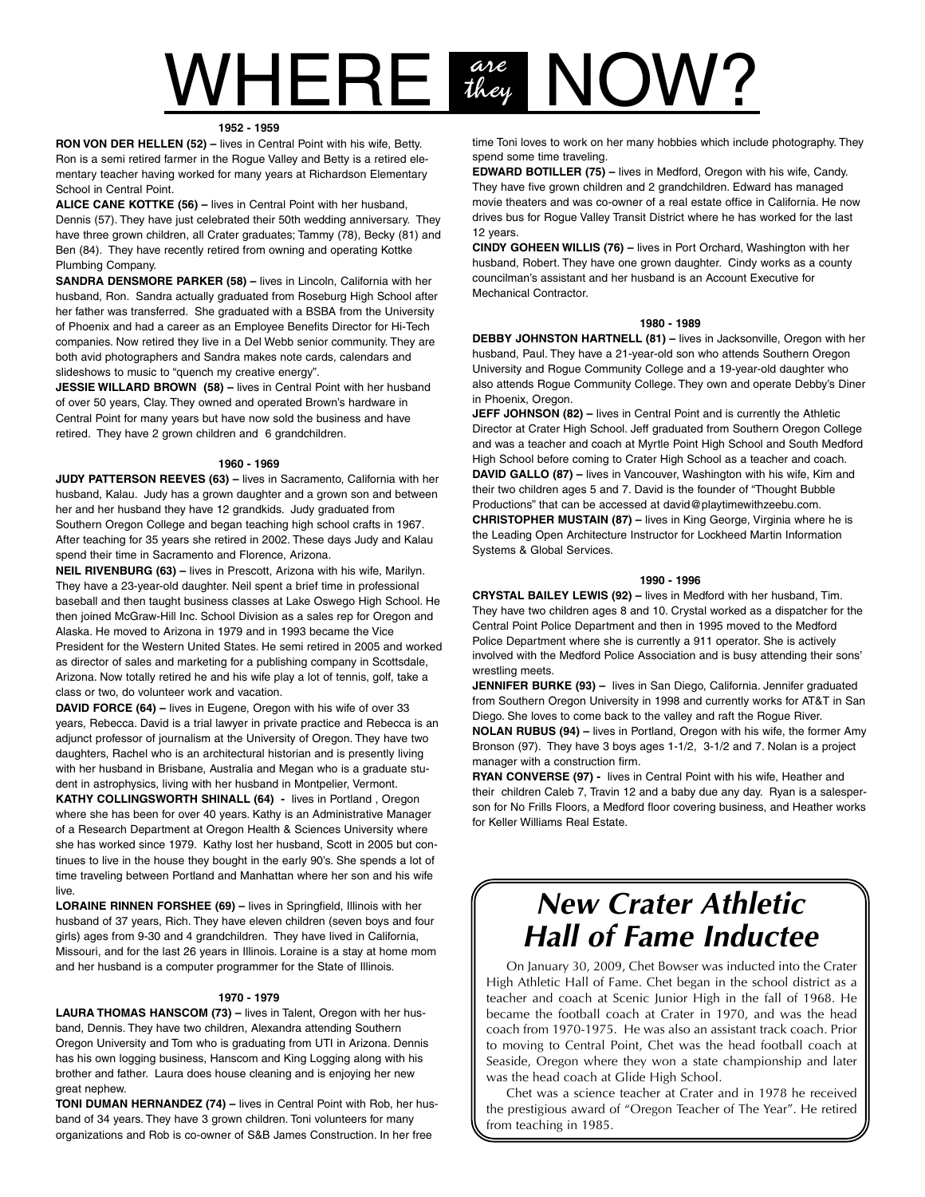# WHERE *are they* NOW?

**1952 - 1959**

**RON VON DER HELLEN (52) –** lives in Central Point with his wife, Betty. Ron is a semi retired farmer in the Rogue Valley and Betty is a retired elementary teacher having worked for many years at Richardson Elementary School in Central Point.

**ALICE CANE KOTTKE (56) –** lives in Central Point with her husband, Dennis (57). They have just celebrated their 50th wedding anniversary. They have three grown children, all Crater graduates; Tammy (78), Becky (81) and Ben (84). They have recently retired from owning and operating Kottke Plumbing Company.

**SANDRA DENSMORE PARKER (58) –** lives in Lincoln, California with her husband, Ron. Sandra actually graduated from Roseburg High School after her father was transferred. She graduated with a BSBA from the University of Phoenix and had a career as an Employee Benefits Director for Hi-Tech companies. Now retired they live in a Del Webb senior community. They are both avid photographers and Sandra makes note cards, calendars and slideshows to music to "quench my creative energy".

**JESSIE WILLARD BROWN (58) –** lives in Central Point with her husband of over 50 years, Clay. They owned and operated Brown's hardware in Central Point for many years but have now sold the business and have retired. They have 2 grown children and 6 grandchildren.

**1960 - 1969**

**JUDY PATTERSON REEVES (63) –** lives in Sacramento, California with her husband, Kalau. Judy has a grown daughter and a grown son and between her and her husband they have 12 grandkids. Judy graduated from Southern Oregon College and began teaching high school crafts in 1967. After teaching for 35 years she retired in 2002. These days Judy and Kalau spend their time in Sacramento and Florence, Arizona.

**NEIL RIVENBURG (63) –** lives in Prescott, Arizona with his wife, Marilyn. They have a 23-year-old daughter. Neil spent a brief time in professional baseball and then taught business classes at Lake Oswego High School. He then joined McGraw-Hill Inc. School Division as a sales rep for Oregon and Alaska. He moved to Arizona in 1979 and in 1993 became the Vice President for the Western United States. He semi retired in 2005 and worked as director of sales and marketing for a publishing company in Scottsdale, Arizona. Now totally retired he and his wife play a lot of tennis, golf, take a class or two, do volunteer work and vacation.

**DAVID FORCE (64) –** lives in Eugene, Oregon with his wife of over 33 years, Rebecca. David is a trial lawyer in private practice and Rebecca is an adjunct professor of journalism at the University of Oregon. They have two daughters, Rachel who is an architectural historian and is presently living with her husband in Brisbane, Australia and Megan who is a graduate student in astrophysics, living with her husband in Montpelier, Vermont.

**KATHY COLLINGSWORTH SHINALL (64) -** lives in Portland , Oregon where she has been for over 40 years. Kathy is an Administrative Manager of a Research Department at Oregon Health & Sciences University where she has worked since 1979. Kathy lost her husband, Scott in 2005 but continues to live in the house they bought in the early 90's. She spends a lot of time traveling between Portland and Manhattan where her son and his wife live.

**LORAINE RINNEN FORSHEE (69) –** lives in Springfield, Illinois with her husband of 37 years, Rich. They have eleven children (seven boys and four girls) ages from 9-30 and 4 grandchildren. They have lived in California, Missouri, and for the last 26 years in Illinois. Loraine is a stay at home mom and her husband is a computer programmer for the State of Illinois.

**1970 - 1979**

**LAURA THOMAS HANSCOM (73) –** lives in Talent, Oregon with her husband, Dennis. They have two children, Alexandra attending Southern Oregon University and Tom who is graduating from UTI in Arizona. Dennis has his own logging business, Hanscom and King Logging along with his brother and father. Laura does house cleaning and is enjoying her new great nephew.

**TONI DUMAN HERNANDEZ (74) –** lives in Central Point with Rob, her husband of 34 years. They have 3 grown children. Toni volunteers for many organizations and Rob is co-owner of S&B James Construction. In her free time Toni loves to work on her many hobbies which include photography. They spend some time traveling.

**EDWARD BOTILLER (75) –** lives in Medford, Oregon with his wife, Candy. They have five grown children and 2 grandchildren. Edward has managed movie theaters and was co-owner of a real estate office in California. He now drives bus for Rogue Valley Transit District where he has worked for the last 12 years.

**CINDY GOHEEN WILLIS (76) –** lives in Port Orchard, Washington with her husband, Robert. They have one grown daughter. Cindy works as a county councilman's assistant and her husband is an Account Executive for Mechanical Contractor.

**1980 - 1989**

**DEBBY JOHNSTON HARTNELL (81) –** lives in Jacksonville, Oregon with her husband, Paul. They have a 21-year-old son who attends Southern Oregon University and Rogue Community College and a 19-year-old daughter who also attends Rogue Community College. They own and operate Debby's Diner in Phoenix, Oregon.

**JEFF JOHNSON (82) –** lives in Central Point and is currently the Athletic Director at Crater High School. Jeff graduated from Southern Oregon College and was a teacher and coach at Myrtle Point High School and South Medford High School before coming to Crater High School as a teacher and coach.

**DAVID GALLO (87) –** lives in Vancouver, Washington with his wife, Kim and their two children ages 5 and 7. David is the founder of "Thought Bubble Productions" that can be accessed at david@playtimewithzeebu.com.

**CHRISTOPHER MUSTAIN (87) –** lives in King George, Virginia where he is the Leading Open Architecture Instructor for Lockheed Martin Information Systems & Global Services.

**1990 - 1996**

**CRYSTAL BAILEY LEWIS (92) –** lives in Medford with her husband, Tim. They have two children ages 8 and 10. Crystal worked as a dispatcher for the Central Point Police Department and then in 1995 moved to the Medford Police Department where she is currently a 911 operator. She is actively involved with the Medford Police Association and is busy attending their sons' wrestling meets.

**JENNIFER BURKE (93) –** lives in San Diego, California. Jennifer graduated from Southern Oregon University in 1998 and currently works for AT&T in San Diego. She loves to come back to the valley and raft the Rogue River.

**NOLAN RUBUS (94) –** lives in Portland, Oregon with his wife, the former Amy Bronson (97). They have 3 boys ages 1-1/2, 3-1/2 and 7. Nolan is a project manager with a construction firm.

**RYAN CONVERSE (97) -** lives in Central Point with his wife, Heather and their children Caleb 7, Travin 12 and a baby due any day. Ryan is a salesperson for No Frills Floors, a Medford floor covering business, and Heather works for Keller Williams Real Estate.

## *New Crater Athletic Hall of Fame Inductee*

On January 30, 2009, Chet Bowser was inducted into the Crater High Athletic Hall of Fame. Chet began in the school district as a teacher and coach at Scenic Junior High in the fall of 1968. He became the football coach at Crater in 1970, and was the head coach from 1970-1975. He was also an assistant track coach. Prior to moving to Central Point, Chet was the head football coach at Seaside, Oregon where they won a state championship and later was the head coach at Glide High School.

Chet was a science teacher at Crater and in 1978 he received the prestigious award of "Oregon Teacher of The Year". He retired from teaching in 1985.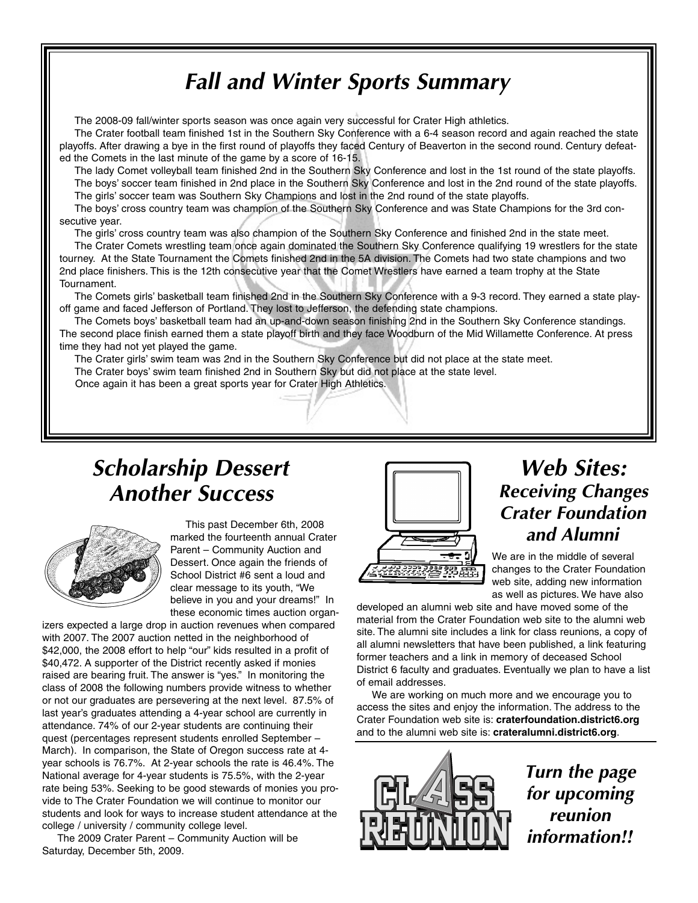## Fall and Winter Sports Summary

The 2008-09 fall/winter sports season was once again very successful for Crater High athletics.

The Crater football team finished 1st in the Southern Sky Conference with a 6-4 season record and again reached the state playoffs. After drawing a bye in the first round of playoffs they faced Century of Beaverton in the second round. Century defeated the Comets in the last minute of the game by a score of 16-15.

The lady Comet volleyball team finished 2nd in the Southern Sky Conference and lost in the 1st round of the state playoffs.

The boys' soccer team finished in 2nd place in the Southern Sky Conference and lost in the 2nd round of the state playoffs.

The girls' soccer team was Southern Sky Champions and lost in the 2nd round of the state playoffs.

The boys' cross country team was champion of the Southern Sky Conference and was State Champions for the 3rd consecutive year.

The girls' cross country team was also champion of the Southern Sky Conference and finished 2nd in the state meet.

The Crater Comets wrestling team once again dominated the Southern Sky Conference qualifying 19 wrestlers for the state tourney. At the State Tournament the Comets finished 2nd in the 5A division. The Comets had two state champions and two 2nd place finishers. This is the 12th consecutive year that the Comet Wrestlers have earned a team trophy at the State Tournament.

The Comets girls' basketball team finished 2nd in the Southern Sky Conference with a 9-3 record. They earned a state playoff game and faced Jefferson of Portland. They lost to Jefferson, the defending state champions.

The Comets boys' basketball team had an up-and-down season finishing 2nd in the Southern Sky Conference standings. The second place finish earned them a state playoff birth and they face Woodburn of the Mid Willamette Conference. At press time they had not yet played the game.

The Crater girls' swim team was 2nd in the Southern Sky Conference but did not place at the state meet.

The Crater boys' swim team finished 2nd in Southern Sky but did not place at the state level.

Once again it has been a great sports year for Crater High Athletics.

## Scholarship Dessert Another Success

This past December 6th, 2008 marked the fourteenth annual Crater Parent – Community Auction and Dessert. Once again the friends of School District #6 sent a loud and clear message to its youth, "We believe in you and your dreams!" In these economic times auction organizers expected a large drop in auction revenues when compared with 2007. The 2007 auction netted in the neighborhood of $42,000, the 2008 effort to help "our" kids resulted in a profit of $40,472. A supporter of the District recently asked if monies raised are bearing fruit. The answer is "yes." In monitoring the class of 2008 the following numbers provide witness to whether or not our graduates are persevering at the next level. 87.5% of last year's graduates attending a 4-year school are currently in attendance. 74% of our 2-year students are continuing their quest (percentages represent students enrolled September – March). In comparison, the State of Oregon success rate at 4-year schools is 76.7%. At 2-year schools the rate is 46.4%. The National average for 4-year students is 75.5%, with the 2-year rate being 53%. Seeking to be good stewards of monies you provide to The Crater Foundation we will continue to monitor our students and look for ways to increase student attendance at the college / university / community college level.

The 2009 Crater Parent – Community Auction will be Saturday, December 5th, 2009.

## Web Sites:
### Receiving Changes Crater Foundation and Alumni

We are in the middle of several changes to the Crater Foundation web site, adding new information as well as pictures. We have also developed an alumni web site and have moved some of the material from the Crater Foundation web site to the alumni web site. The alumni site includes a link for class reunions, a copy of all alumni newsletters that have been published, a link featuring former teachers and a link in memory of deceased School District 6 faculty and graduates. Eventually we plan to have a list of email addresses.

We are working on much more and we encourage you to access the sites and enjoy the information. The address to the Crater Foundation web site is: **craterfoundation.district6.org** and to the alumni web site is: **crateralumni.district6.org**.

CLASS REUNION

***Turn the page for upcoming reunion information!!***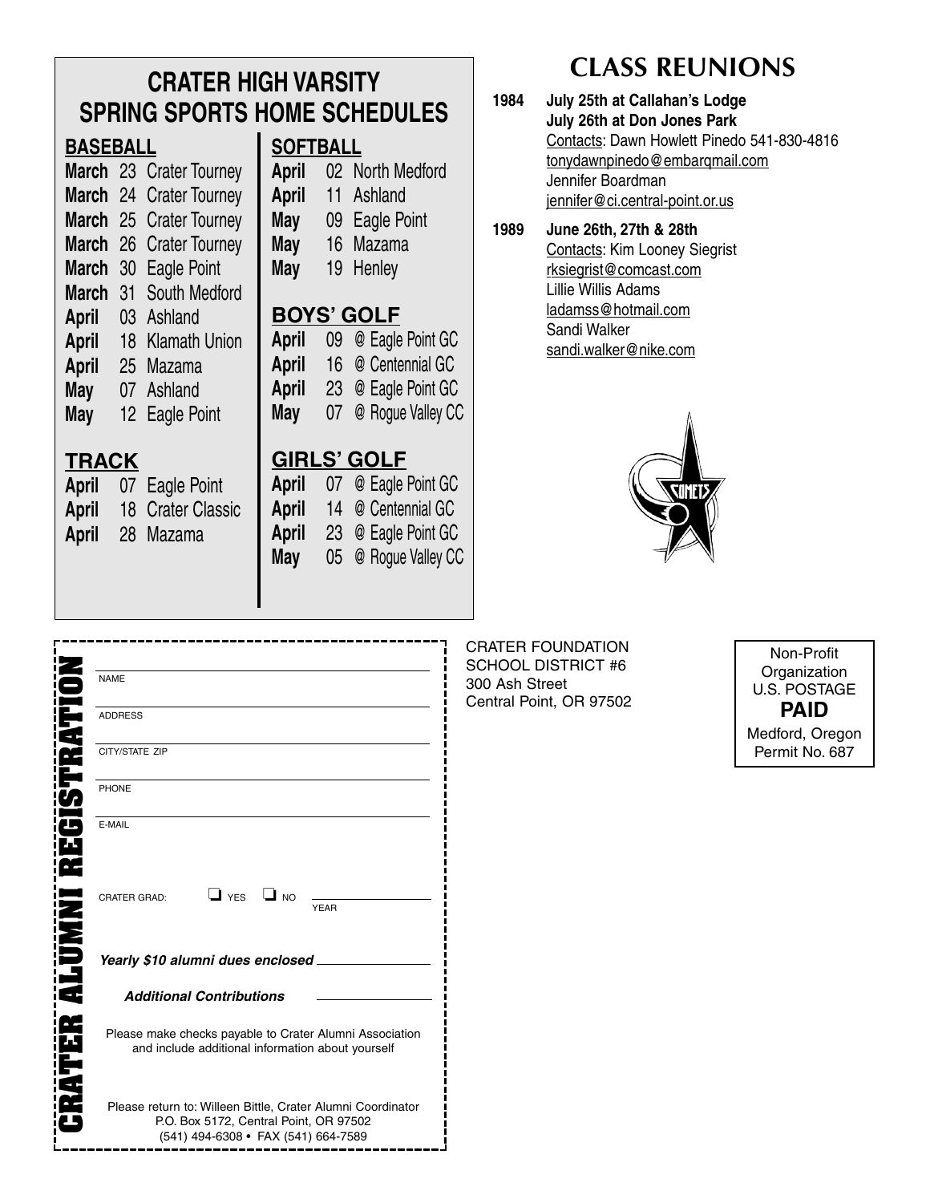## CRATER HIGH VARSITY SPRING SPORTS HOME SCHEDULES

### BASEBALL

| | | |
|---|---|---|
| **March** | 23 | Crater Tourney |
| **March** | 24 | Crater Tourney |
| **March** | 25 | Crater Tourney |
| **March** | 26 | Crater Tourney |
| **March** | 30 | Eagle Point |
| **March** | 31 | South Medford |
| **April** | 03 | Ashland |
| **April** | 18 | Klamath Union |
| **April** | 25 | Mazama |
| **May** | 07 | Ashland |
| **May** | 12 | Eagle Point |

### TRACK

| | | |
|---|---|---|
| **April** | 07 | Eagle Point |
| **April** | 18 | Crater Classic |
| **April** | 28 | Mazama |

### SOFTBALL

| | | |
|---|---|---|
| **April** | 02 | North Medford |
| **April** | 11 | Ashland |
| **May** | 09 | Eagle Point |
| **May** | 16 | Mazama |
| **May** | 19 | Henley |

### BOYS' GOLF

| | | |
|---|---|---|
| **April** | 09 | @ Eagle Point GC |
| **April** | 16 | @ Centennial GC |
| **April** | 23 | @ Eagle Point GC |
| **May** | 07 | @ Rogue Valley CC |

### GIRLS' GOLF

| | | |
|---|---|---|
| **April** | 07 | @ Eagle Point GC |
| **April** | 14 | @ Centennial GC |
| **April** | 23 | @ Eagle Point GC |
| **May** | 05 | @ Rogue Valley CC |

## CLASS REUNIONS

**1984** **July 25th at Callahan's Lodge**
**July 26th at Don Jones Park**
Contacts: Dawn Howlett Pinedo 541-830-4816
tonydawnpinedo@embarqmail.com
Jennifer Boardman
jennifer@ci.central-point.or.us

**1989** **June 26th, 27th & 28th**
Contacts: Kim Looney Siegrist
rksiegrist@comcast.com
Lillie Willis Adams
ladamss@hotmail.com
Sandi Walker
sandi.walker@nike.com

COMETS

## CRATER ALUMNI REGISTRATION

NAME ____________________

ADDRESS ____________________

CITY/STATE ZIP ____________________

PHONE ____________________

E-MAIL ____________________

CRATER GRAD: ❑ YES ❑ NO ________ YEAR

***Yearly $10 alumni dues enclosed*** ________

***Additional Contributions*** ________

Please make checks payable to Crater Alumni Association and include additional information about yourself

Please return to: Willeen Bittle, Crater Alumni Coordinator
P.O. Box 5172, Central Point, OR 97502
(541) 494-6308 • FAX (541) 664-7589

CRATER FOUNDATION
SCHOOL DISTRICT #6
300 Ash Street
Central Point, OR 97502

Non-Profit Organization
U.S. POSTAGE
**PAID**
Medford, Oregon
Permit No. 687